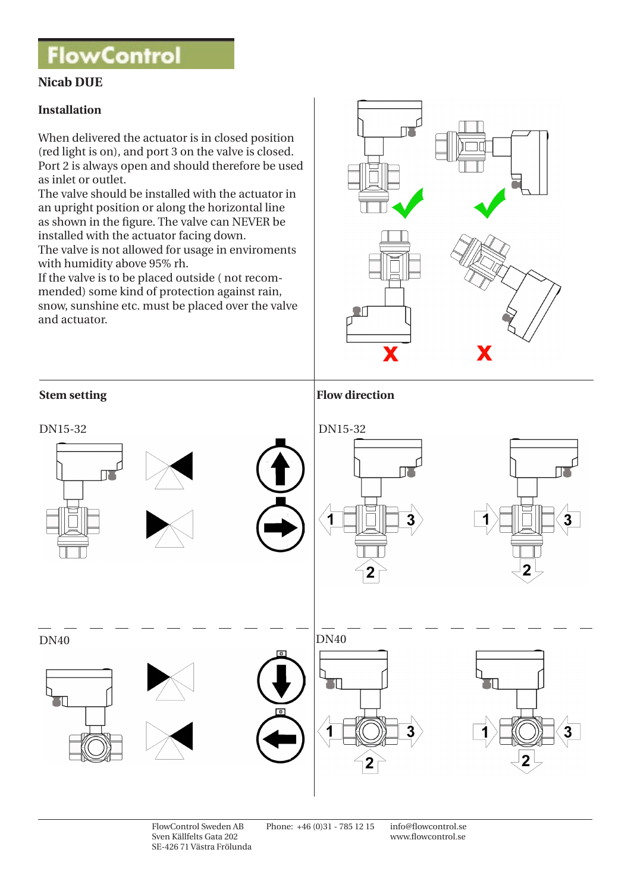# FlowControl

## Nicab DUE

### Installation

When delivered the actuator is in closed position (red light is on), and port 3 on the valve is closed. Port 2 is always open and should therefore be used as inlet or outlet.
The valve should be installed with the actuator in an upright position or along the horizontal line as shown in the figure. The valve can NEVER be installed with the actuator facing down.
The valve is not allowed for usage in enviroments with humidity above 95% rh.
If the valve is to be placed outside ( not recommended) some kind of protection against rain, snow, sunshine etc. must be placed over the valve and actuator.

### Stem setting

DN15-32

DN40

### Flow direction

DN15-32

DN40

FlowControl Sweden AB
Sven Källfelts Gata 202
SE-426 71 Västra Frölunda

Phone: +46 (0)31 - 785 12 15

info@flowcontrol.se
www.flowcontrol.se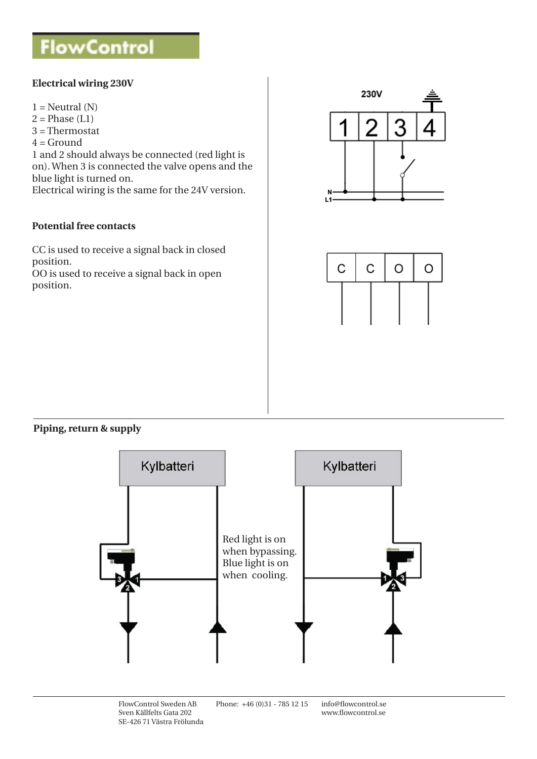FlowControl

## Electrical wiring 230V

1 = Neutral (N)
2 = Phase (L1)
3 = Thermostat
4 = Ground
1 and 2 should always be connected (red light is on). When 3 is connected the valve opens and the blue light is turned on.
Electrical wiring is the same for the 24V version.

230V

1 2 3 4

N
L1

## Potential free contacts

CC is used to receive a signal back in closed position.
OO is used to receive a signal back in open position.

C C O O

## Piping, return & supply

Kylbatteri

Kylbatteri

Red light is on when bypassing.
Blue light is on when cooling.

3 1 2

1 3 2

FlowControl Sweden AB
Sven Källfelts Gata 202
SE-426 71 Västra Frölunda

Phone: +46 (0)31 - 785 12 15

info@flowcontrol.se
www.flowcontrol.se